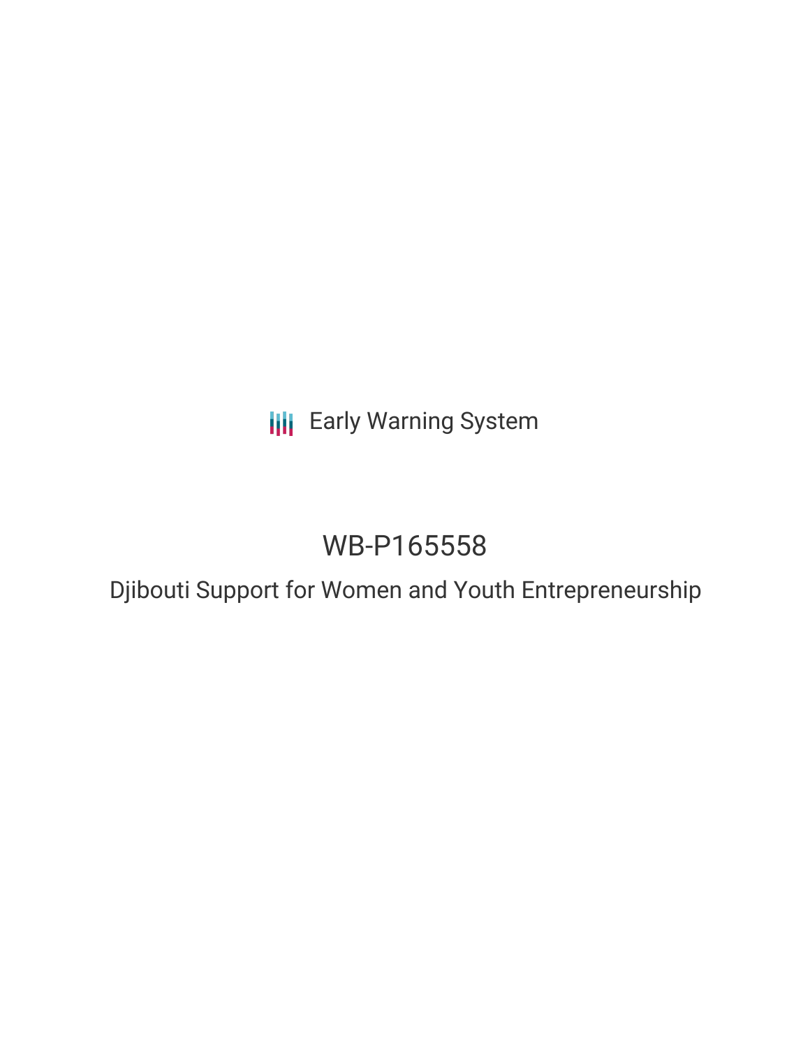Early Warning System

# WB-P165558

## Djibouti Support for Women and Youth Entrepreneurship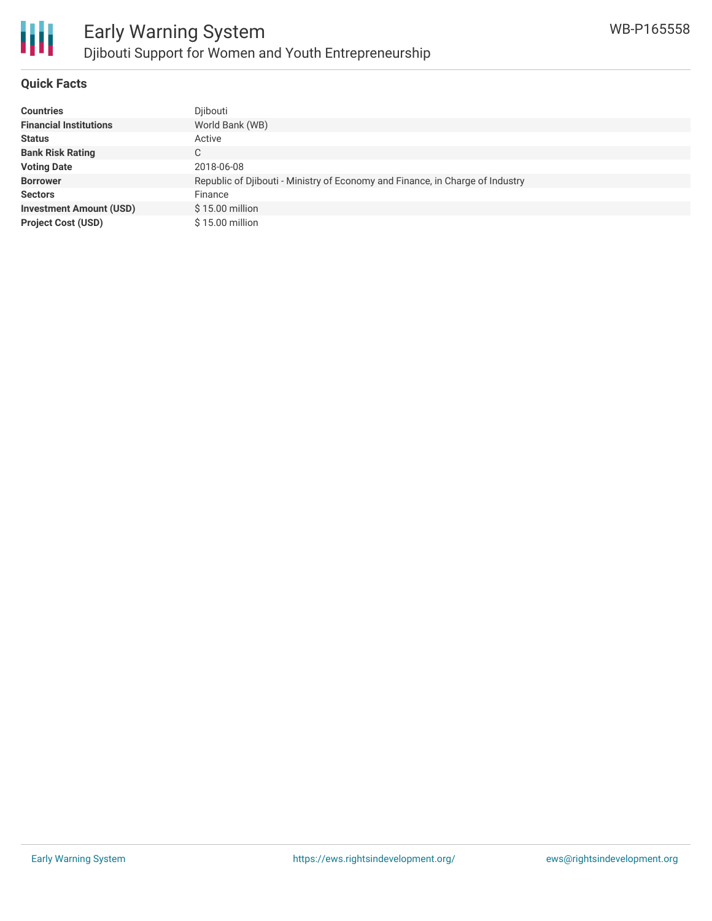# Early Warning System

## Djibouti Support for Women and Youth Entrepreneurship

WB-P165558

### Quick Facts

| | |
|---|---|
| **Countries** | Djibouti |
| **Financial Institutions** | World Bank (WB) |
| **Status** | Active |
| **Bank Risk Rating** | C |
| **Voting Date** | 2018-06-08 |
| **Borrower** | Republic of Djibouti - Ministry of Economy and Finance, in Charge of Industry |
| **Sectors** | Finance |
| **Investment Amount (USD)** | $ 15.00 million |
| **Project Cost (USD)** | $ 15.00 million |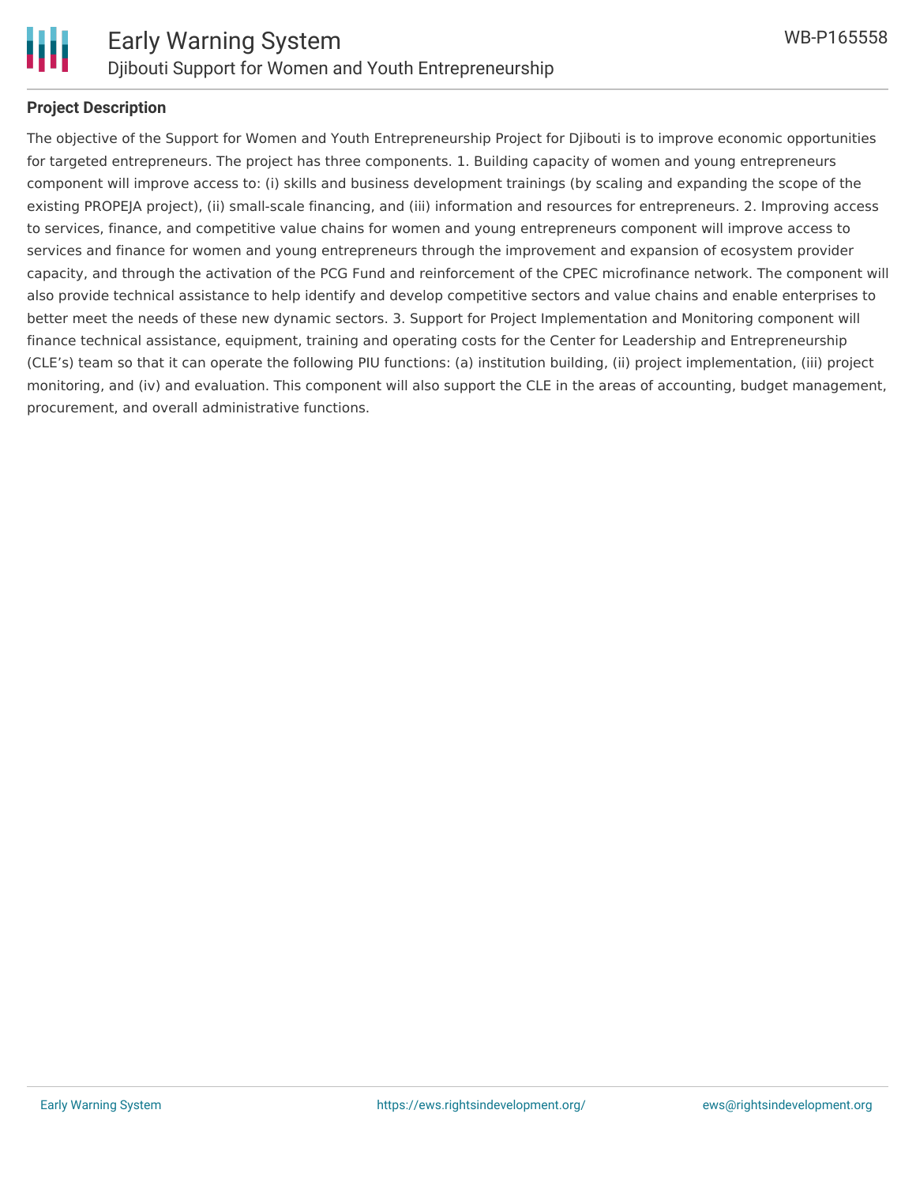**Project Description**

The objective of the Support for Women and Youth Entrepreneurship Project for Djibouti is to improve economic opportunities for targeted entrepreneurs. The project has three components. 1. Building capacity of women and young entrepreneurs component will improve access to: (i) skills and business development trainings (by scaling and expanding the scope of the existing PROPEJA project), (ii) small-scale financing, and (iii) information and resources for entrepreneurs. 2. Improving access to services, finance, and competitive value chains for women and young entrepreneurs component will improve access to services and finance for women and young entrepreneurs through the improvement and expansion of ecosystem provider capacity, and through the activation of the PCG Fund and reinforcement of the CPEC microfinance network. The component will also provide technical assistance to help identify and develop competitive sectors and value chains and enable enterprises to better meet the needs of these new dynamic sectors. 3. Support for Project Implementation and Monitoring component will finance technical assistance, equipment, training and operating costs for the Center for Leadership and Entrepreneurship (CLE's) team so that it can operate the following PIU functions: (a) institution building, (ii) project implementation, (iii) project monitoring, and (iv) and evaluation. This component will also support the CLE in the areas of accounting, budget management, procurement, and overall administrative functions.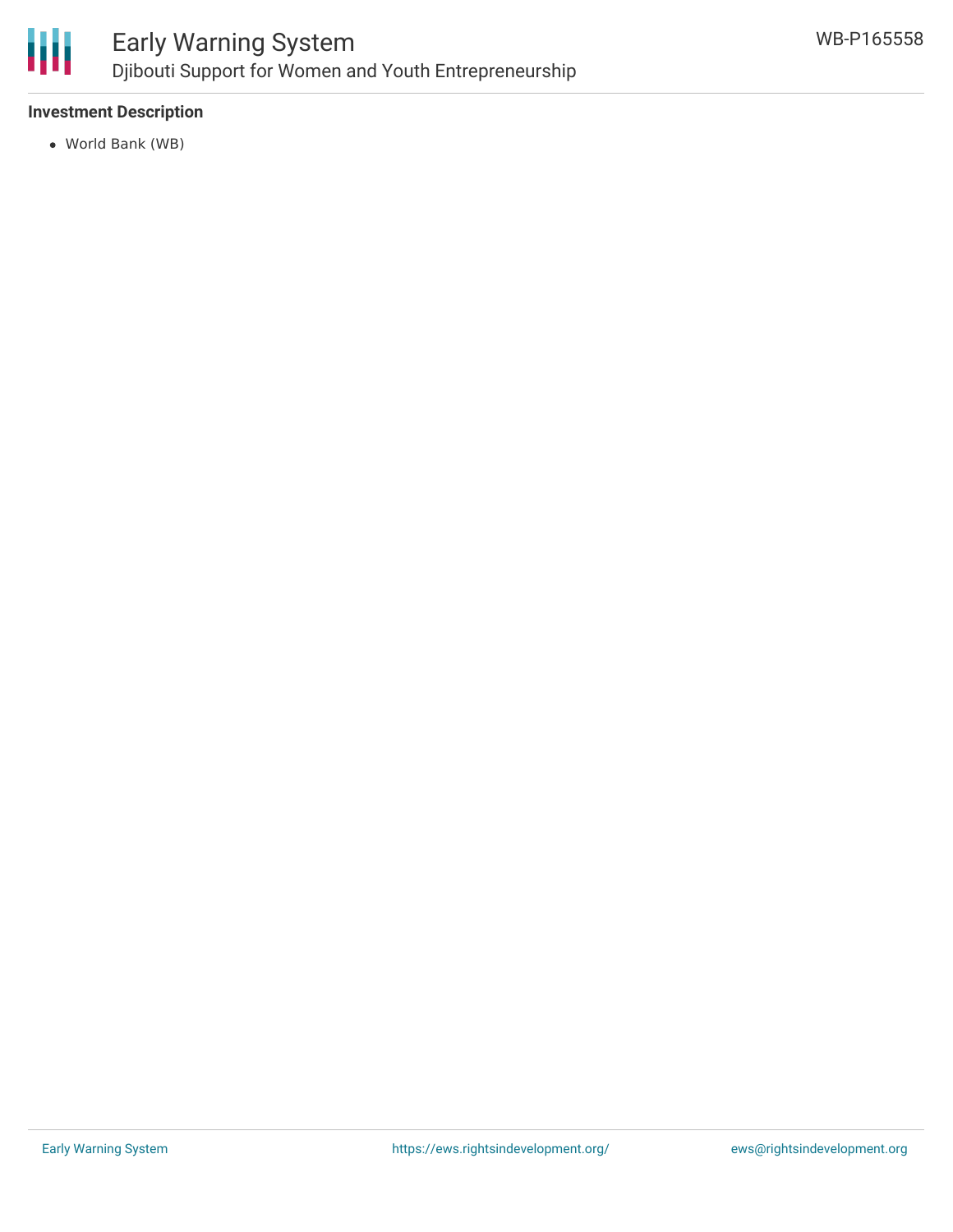**Investment Description**

- World Bank (WB)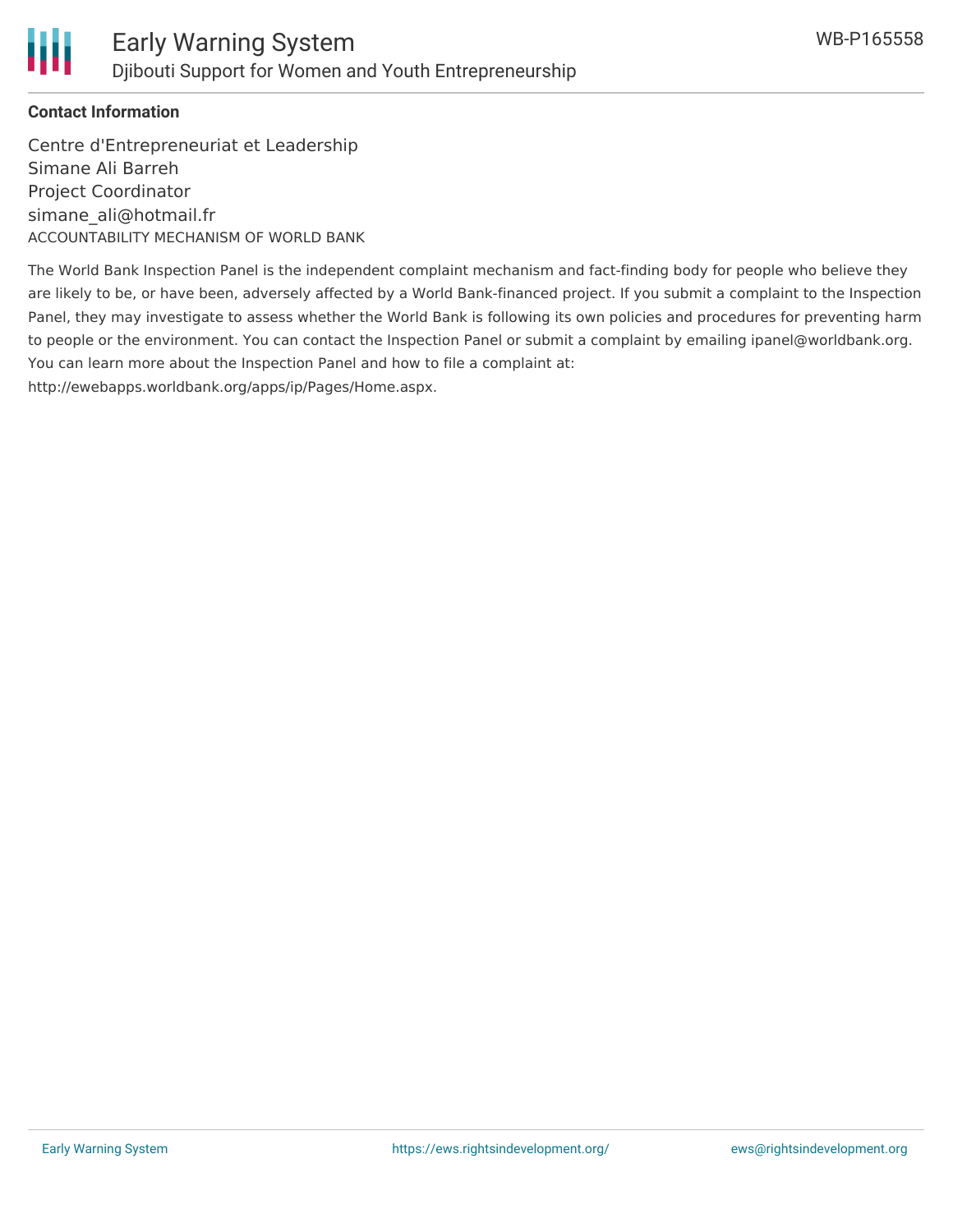**Contact Information**

Centre d'Entrepreneuriat et Leadership
Simane Ali Barreh
Project Coordinator
simane_ali@hotmail.fr

ACCOUNTABILITY MECHANISM OF WORLD BANK

The World Bank Inspection Panel is the independent complaint mechanism and fact-finding body for people who believe they are likely to be, or have been, adversely affected by a World Bank-financed project. If you submit a complaint to the Inspection Panel, they may investigate to assess whether the World Bank is following its own policies and procedures for preventing harm to people or the environment. You can contact the Inspection Panel or submit a complaint by emailing ipanel@worldbank.org. You can learn more about the Inspection Panel and how to file a complaint at: http://ewebapps.worldbank.org/apps/ip/Pages/Home.aspx.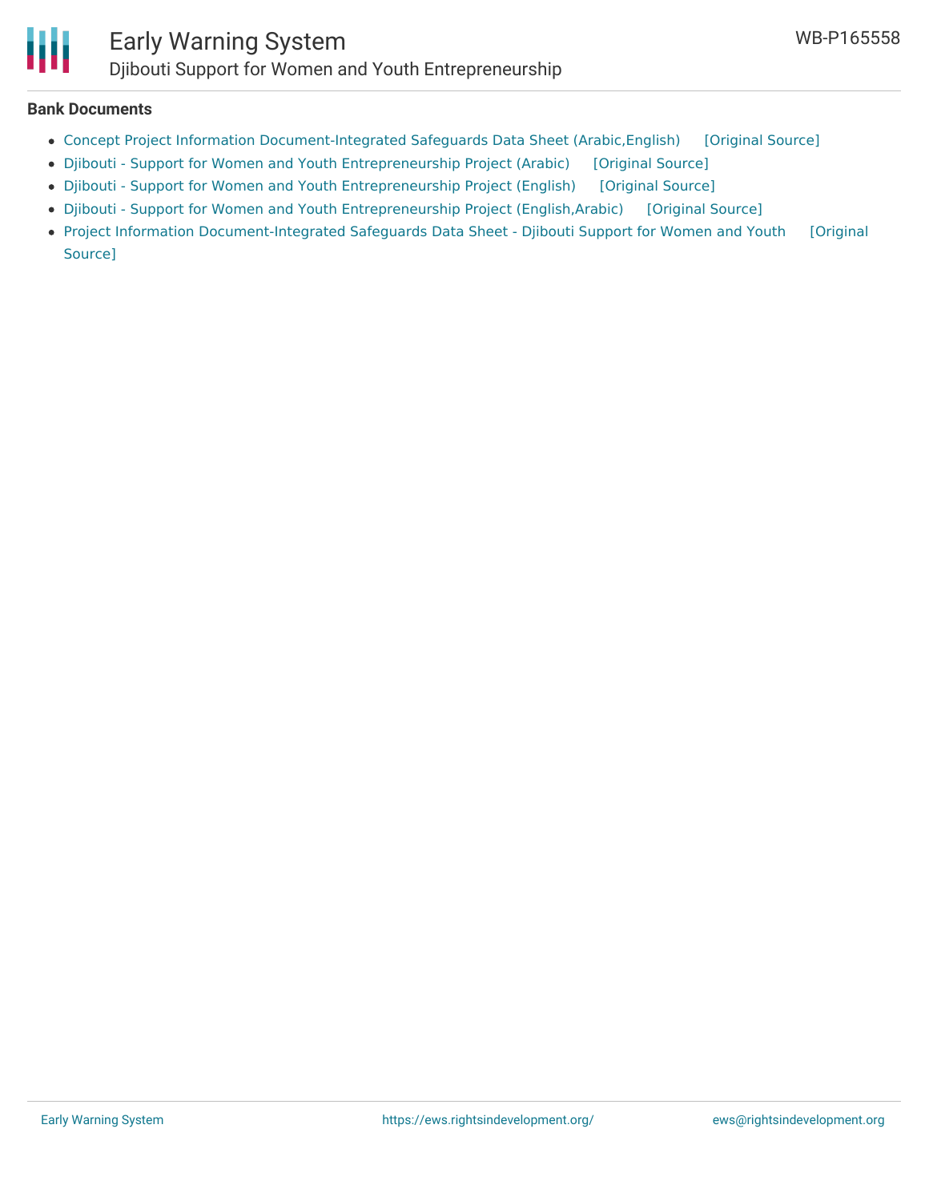**Bank Documents**

- Concept Project Information Document-Integrated Safeguards Data Sheet (Arabic,English) [Original Source]
- Djibouti - Support for Women and Youth Entrepreneurship Project (Arabic) [Original Source]
- Djibouti - Support for Women and Youth Entrepreneurship Project (English) [Original Source]
- Djibouti - Support for Women and Youth Entrepreneurship Project (English,Arabic) [Original Source]
- Project Information Document-Integrated Safeguards Data Sheet - Djibouti Support for Women and Youth [Original Source]